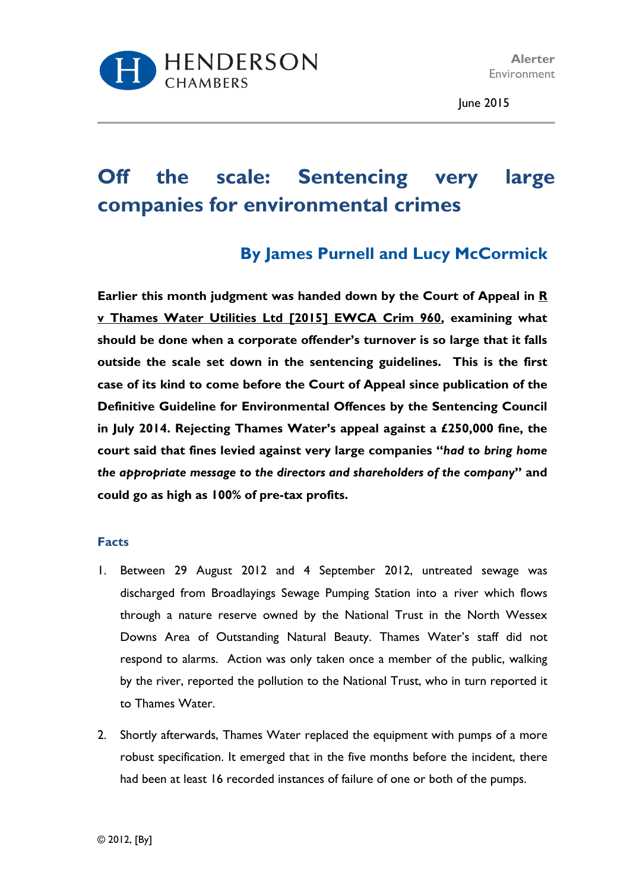HENDERSON CHAMBERS

Alerter
Environment

June 2015

# Off the scale: Sentencing very large companies for environmental crimes

## By James Purnell and Lucy McCormick

**Earlier this month judgment was handed down by the Court of Appeal in <u>R v Thames Water Utilities Ltd [2015] EWCA Crim 960</u>, examining what should be done when a corporate offender's turnover is so large that it falls outside the scale set down in the sentencing guidelines. This is the first case of its kind to come before the Court of Appeal since publication of the Definitive Guideline for Environmental Offences by the Sentencing Council in July 2014. Rejecting Thames Water's appeal against a £250,000 fine, the court said that fines levied against very large companies "*had to bring home the appropriate message to the directors and shareholders of the company*" and could go as high as 100% of pre-tax profits.**

### Facts

1. Between 29 August 2012 and 4 September 2012, untreated sewage was discharged from Broadlayings Sewage Pumping Station into a river which flows through a nature reserve owned by the National Trust in the North Wessex Downs Area of Outstanding Natural Beauty. Thames Water's staff did not respond to alarms. Action was only taken once a member of the public, walking by the river, reported the pollution to the National Trust, who in turn reported it to Thames Water.

2. Shortly afterwards, Thames Water replaced the equipment with pumps of a more robust specification. It emerged that in the five months before the incident, there had been at least 16 recorded instances of failure of one or both of the pumps.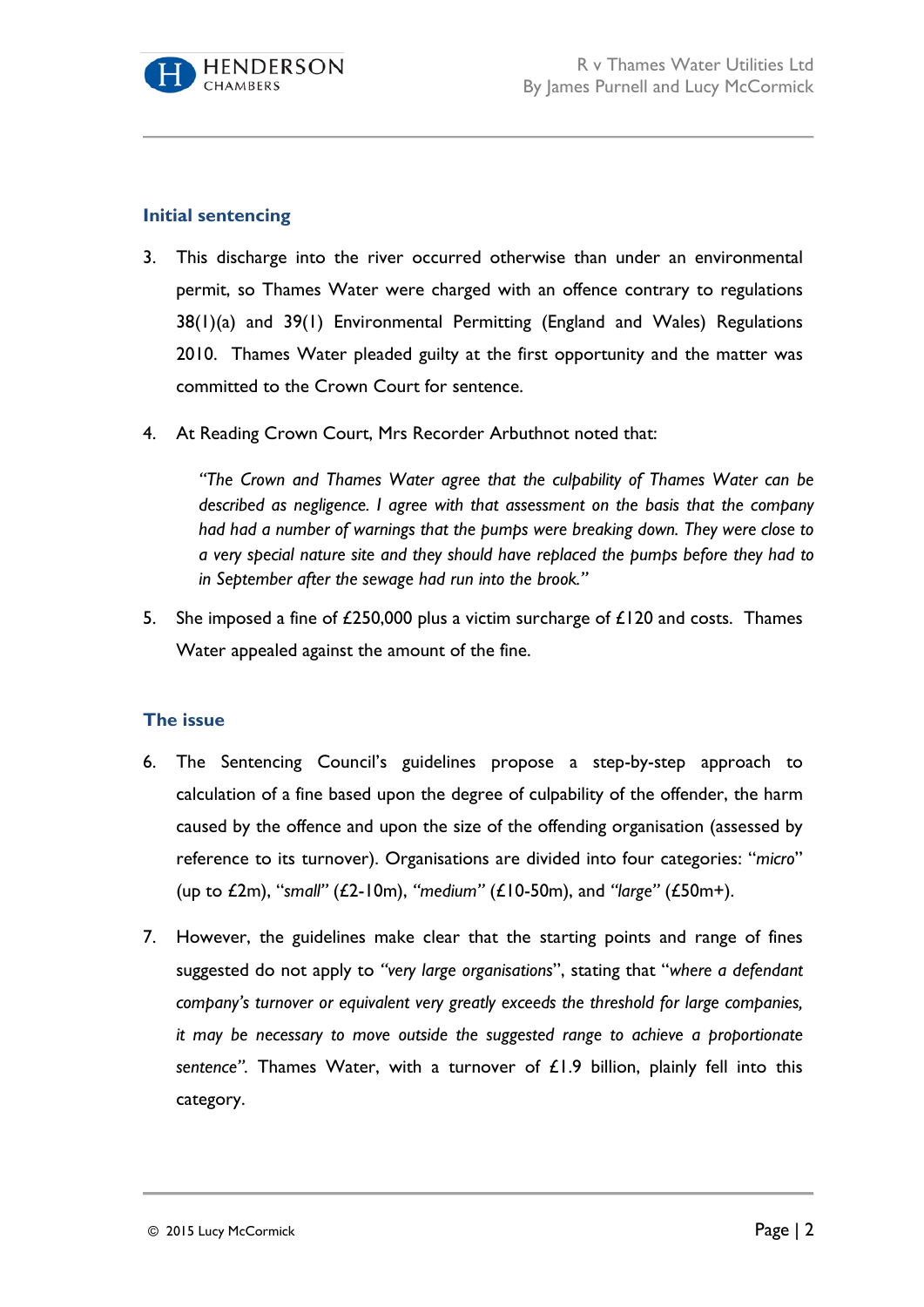## Initial sentencing

3. This discharge into the river occurred otherwise than under an environmental permit, so Thames Water were charged with an offence contrary to regulations 38(1)(a) and 39(1) Environmental Permitting (England and Wales) Regulations 2010. Thames Water pleaded guilty at the first opportunity and the matter was committed to the Crown Court for sentence.

4. At Reading Crown Court, Mrs Recorder Arbuthnot noted that:

   > *"The Crown and Thames Water agree that the culpability of Thames Water can be described as negligence. I agree with that assessment on the basis that the company had had a number of warnings that the pumps were breaking down. They were close to a very special nature site and they should have replaced the pumps before they had to in September after the sewage had run into the brook."*

5. She imposed a fine of £250,000 plus a victim surcharge of £120 and costs. Thames Water appealed against the amount of the fine.

## The issue

6. The Sentencing Council's guidelines propose a step-by-step approach to calculation of a fine based upon the degree of culpability of the offender, the harm caused by the offence and upon the size of the offending organisation (assessed by reference to its turnover). Organisations are divided into four categories: "*micro*" (up to £2m), "*small*" (£2-10m), *"medium"* (£10-50m), and *"large"* (£50m+).

7. However, the guidelines make clear that the starting points and range of fines suggested do not apply to *"very large organisations*", stating that "*where a defendant company's turnover or equivalent very greatly exceeds the threshold for large companies, it may be necessary to move outside the suggested range to achieve a proportionate sentence"*. Thames Water, with a turnover of £1.9 billion, plainly fell into this category.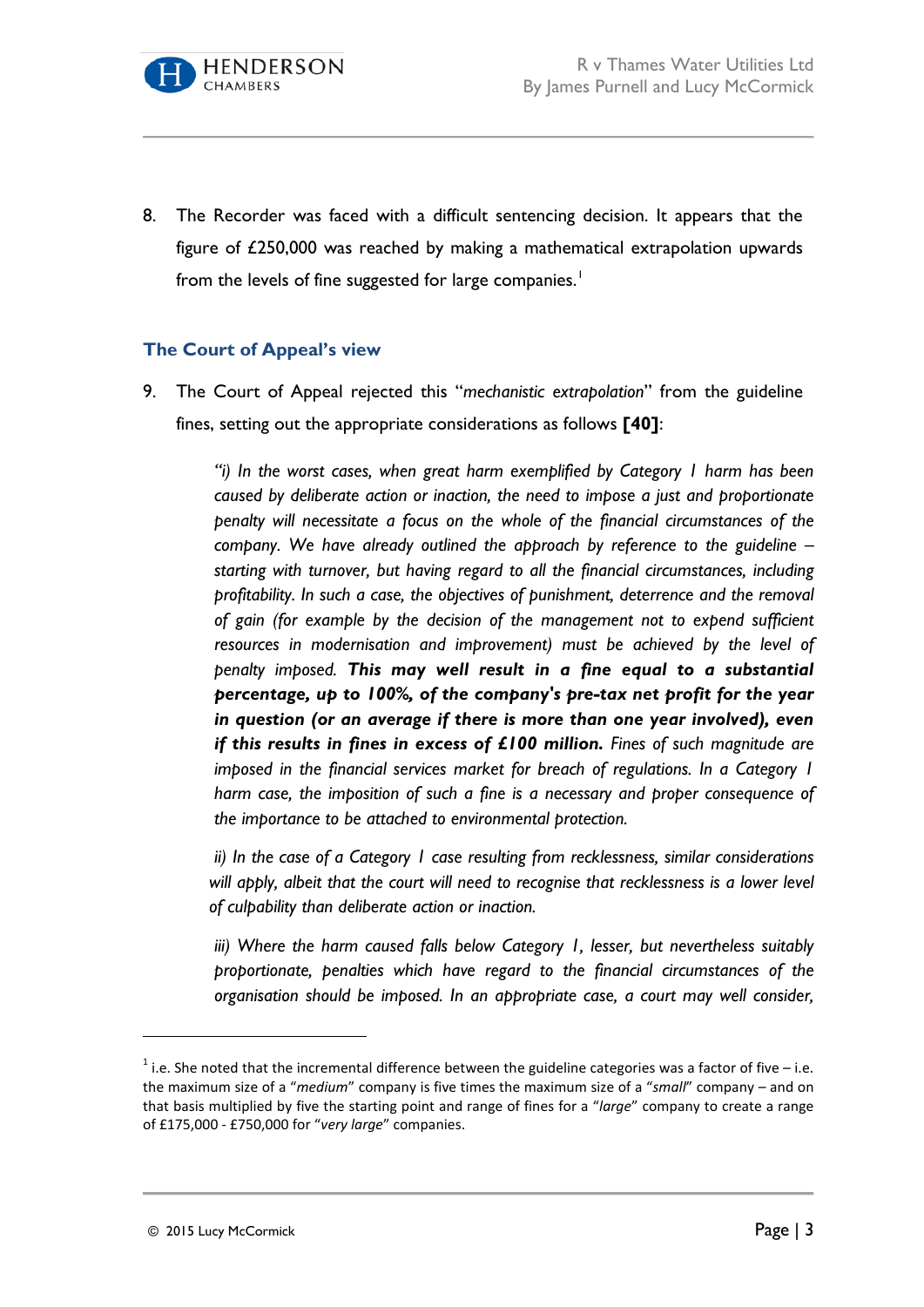8. The Recorder was faced with a difficult sentencing decision. It appears that the figure of £250,000 was reached by making a mathematical extrapolation upwards from the levels of fine suggested for large companies.[1]

### The Court of Appeal's view

9. The Court of Appeal rejected this "*mechanistic extrapolation*" from the guideline fines, setting out the appropriate considerations as follows **[40]**:

> *"i) In the worst cases, when great harm exemplified by Category 1 harm has been caused by deliberate action or inaction, the need to impose a just and proportionate penalty will necessitate a focus on the whole of the financial circumstances of the company. We have already outlined the approach by reference to the guideline – starting with turnover, but having regard to all the financial circumstances, including profitability. In such a case, the objectives of punishment, deterrence and the removal of gain (for example by the decision of the management not to expend sufficient resources in modernisation and improvement) must be achieved by the level of penalty imposed.* ***This may well result in a fine equal to a substantial percentage, up to 100%, of the company's pre-tax net profit for the year in question (or an average if there is more than one year involved), even if this results in fines in excess of £100 million.*** *Fines of such magnitude are imposed in the financial services market for breach of regulations. In a Category 1 harm case, the imposition of such a fine is a necessary and proper consequence of the importance to be attached to environmental protection.*
>
> *ii) In the case of a Category 1 case resulting from recklessness, similar considerations will apply, albeit that the court will need to recognise that recklessness is a lower level of culpability than deliberate action or inaction.*
>
> *iii) Where the harm caused falls below Category 1, lesser, but nevertheless suitably proportionate, penalties which have regard to the financial circumstances of the organisation should be imposed. In an appropriate case, a court may well consider,*

---

[1] i.e. She noted that the incremental difference between the guideline categories was a factor of five – i.e. the maximum size of a "*medium*" company is five times the maximum size of a "*small*" company – and on that basis multiplied by five the starting point and range of fines for a "*large*" company to create a range of £175,000 - £750,000 for "*very large*" companies.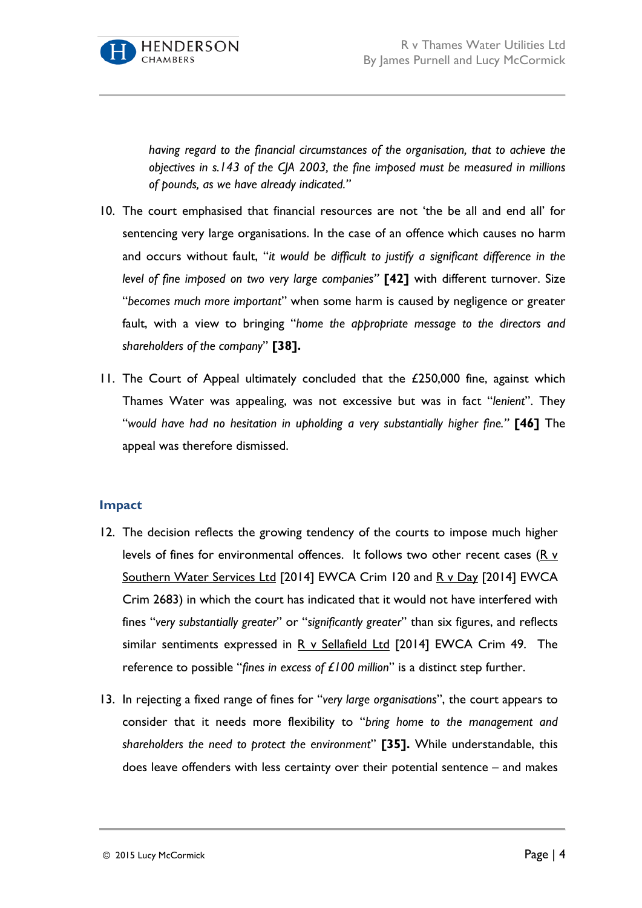*having regard to the financial circumstances of the organisation, that to achieve the objectives in s.143 of the CJA 2003, the fine imposed must be measured in millions of pounds, as we have already indicated."*

10. The court emphasised that financial resources are not 'the be all and end all' for sentencing very large organisations. In the case of an offence which causes no harm and occurs without fault, "*it would be difficult to justify a significant difference in the level of fine imposed on two very large companies*" **[42]** with different turnover. Size "*becomes much more important*" when some harm is caused by negligence or greater fault, with a view to bringing "*home the appropriate message to the directors and shareholders of the company*" **[38].**

11. The Court of Appeal ultimately concluded that the £250,000 fine, against which Thames Water was appealing, was not excessive but was in fact "*lenient*". They "*would have had no hesitation in upholding a very substantially higher fine.*" **[46]** The appeal was therefore dismissed.

## Impact

12. The decision reflects the growing tendency of the courts to impose much higher levels of fines for environmental offences. It follows two other recent cases (R v Southern Water Services Ltd [2014] EWCA Crim 120 and R v Day [2014] EWCA Crim 2683) in which the court has indicated that it would not have interfered with fines "*very substantially greater*" or "*significantly greater*" than six figures, and reflects similar sentiments expressed in R v Sellafield Ltd [2014] EWCA Crim 49. The reference to possible "*fines in excess of £100 million*" is a distinct step further.

13. In rejecting a fixed range of fines for "*very large organisations*", the court appears to consider that it needs more flexibility to "*bring home to the management and shareholders the need to protect the environment*" **[35].** While understandable, this does leave offenders with less certainty over their potential sentence – and makes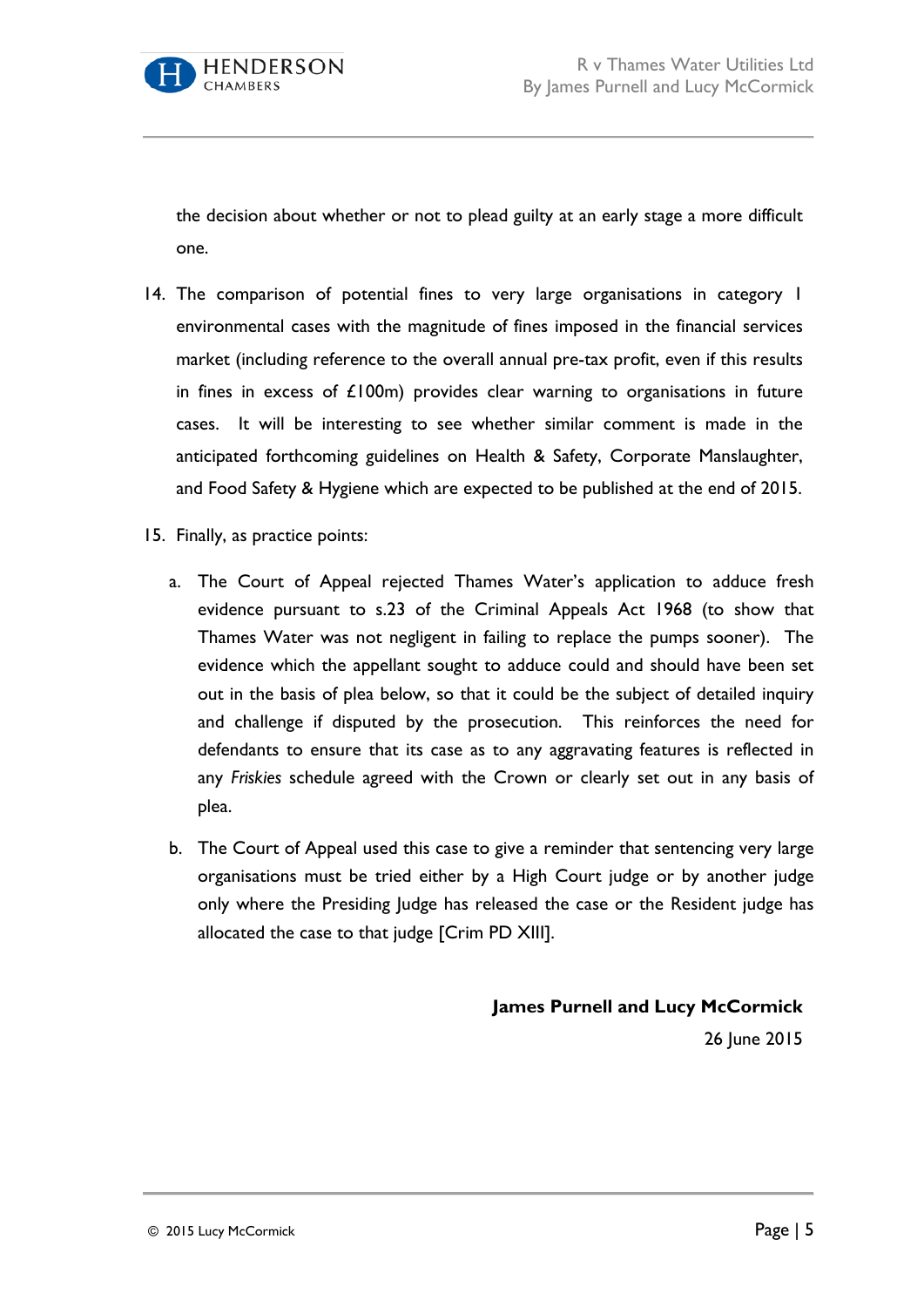the decision about whether or not to plead guilty at an early stage a more difficult one.

14. The comparison of potential fines to very large organisations in category 1 environmental cases with the magnitude of fines imposed in the financial services market (including reference to the overall annual pre-tax profit, even if this results in fines in excess of £100m) provides clear warning to organisations in future cases. It will be interesting to see whether similar comment is made in the anticipated forthcoming guidelines on Health & Safety, Corporate Manslaughter, and Food Safety & Hygiene which are expected to be published at the end of 2015.

15. Finally, as practice points:

    a. The Court of Appeal rejected Thames Water's application to adduce fresh evidence pursuant to s.23 of the Criminal Appeals Act 1968 (to show that Thames Water was not negligent in failing to replace the pumps sooner). The evidence which the appellant sought to adduce could and should have been set out in the basis of plea below, so that it could be the subject of detailed inquiry and challenge if disputed by the prosecution. This reinforces the need for defendants to ensure that its case as to any aggravating features is reflected in any *Friskies* schedule agreed with the Crown or clearly set out in any basis of plea.

    b. The Court of Appeal used this case to give a reminder that sentencing very large organisations must be tried either by a High Court judge or by another judge only where the Presiding Judge has released the case or the Resident judge has allocated the case to that judge [Crim PD XIII].

**James Purnell and Lucy McCormick**

26 June 2015